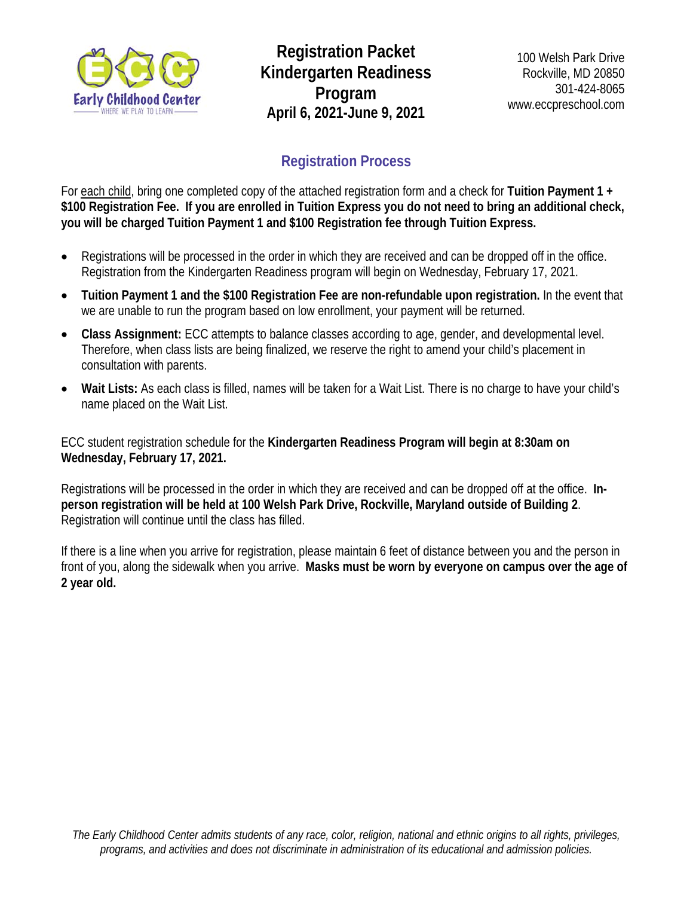Early Childhood Center — WHERE WE PLAY TO LEARN

# Registration Packet Kindergarten Readiness Program

**April 6, 2021-June 9, 2021**

100 Welsh Park Drive
Rockville, MD 20850
301-424-8065
www.eccpreschool.com

## Registration Process

For each child, bring one completed copy of the attached registration form and a check for **Tuition Payment 1 + $100 Registration Fee. If you are enrolled in Tuition Express you do not need to bring an additional check, you will be charged Tuition Payment 1 and $100 Registration fee through Tuition Express.**

- Registrations will be processed in the order in which they are received and can be dropped off in the office. Registration from the Kindergarten Readiness program will begin on Wednesday, February 17, 2021.
- **Tuition Payment 1 and the $100 Registration Fee are non-refundable upon registration.** In the event that we are unable to run the program based on low enrollment, your payment will be returned.
- **Class Assignment:** ECC attempts to balance classes according to age, gender, and developmental level. Therefore, when class lists are being finalized, we reserve the right to amend your child's placement in consultation with parents.
- **Wait Lists:** As each class is filled, names will be taken for a Wait List. There is no charge to have your child's name placed on the Wait List.

ECC student registration schedule for the **Kindergarten Readiness Program will begin at 8:30am on Wednesday, February 17, 2021.**

Registrations will be processed in the order in which they are received and can be dropped off at the office. **In-person registration will be held at 100 Welsh Park Drive, Rockville, Maryland outside of Building 2**. Registration will continue until the class has filled.

If there is a line when you arrive for registration, please maintain 6 feet of distance between you and the person in front of you, along the sidewalk when you arrive. **Masks must be worn by everyone on campus over the age of 2 year old.**

*The Early Childhood Center admits students of any race, color, religion, national and ethnic origins to all rights, privileges, programs, and activities and does not discriminate in administration of its educational and admission policies.*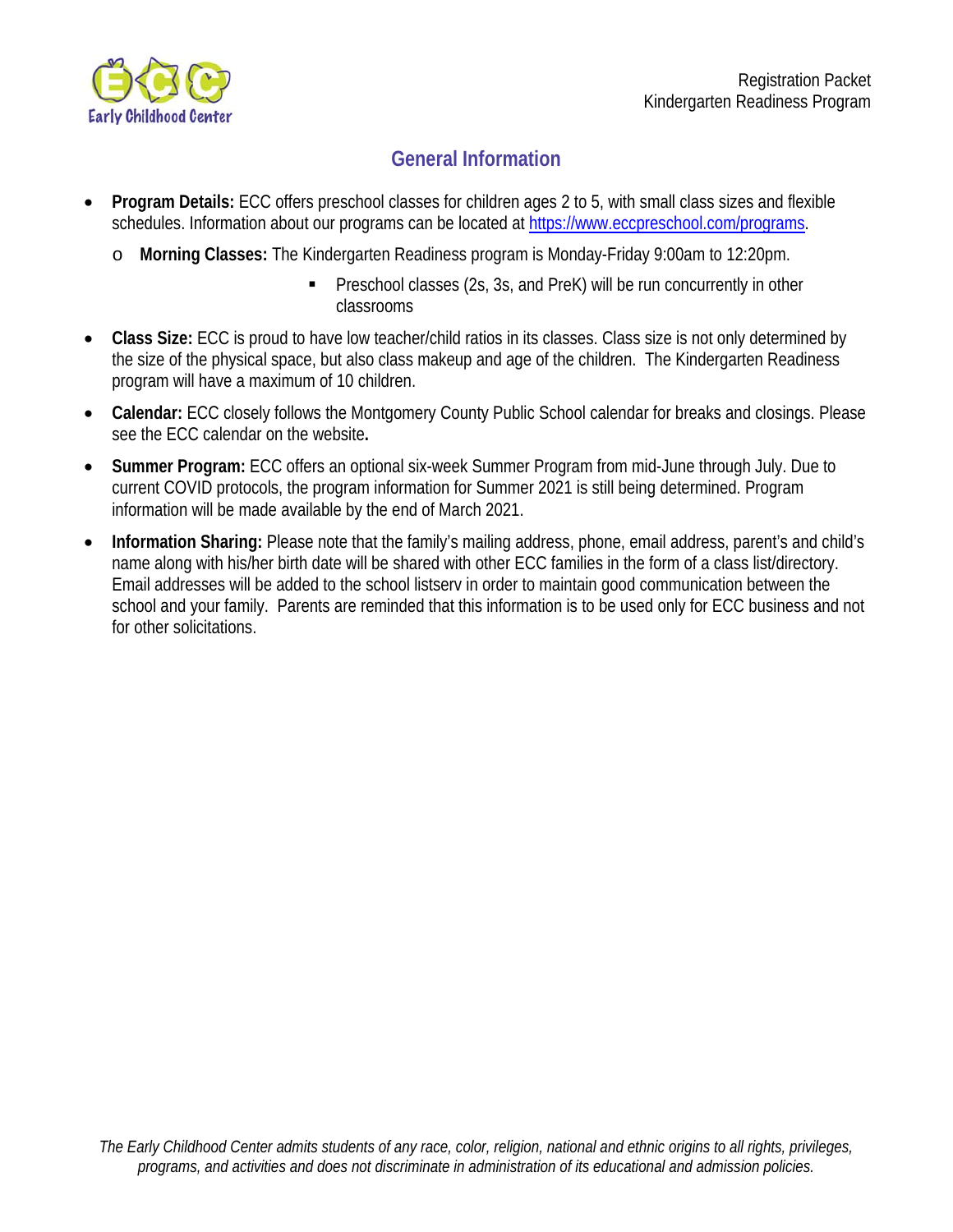## General Information

- **Program Details:** ECC offers preschool classes for children ages 2 to 5, with small class sizes and flexible schedules. Information about our programs can be located at [https://www.eccpreschool.com/programs](https://www.eccpreschool.com/programs).
  - **Morning Classes:** The Kindergarten Readiness program is Monday-Friday 9:00am to 12:20pm.
    - Preschool classes (2s, 3s, and PreK) will be run concurrently in other classrooms
- **Class Size:** ECC is proud to have low teacher/child ratios in its classes. Class size is not only determined by the size of the physical space, but also class makeup and age of the children. The Kindergarten Readiness program will have a maximum of 10 children.
- **Calendar:** ECC closely follows the Montgomery County Public School calendar for breaks and closings. Please see the ECC calendar on the website**.**
- **Summer Program:** ECC offers an optional six-week Summer Program from mid-June through July. Due to current COVID protocols, the program information for Summer 2021 is still being determined. Program information will be made available by the end of March 2021.
- **Information Sharing:** Please note that the family's mailing address, phone, email address, parent's and child's name along with his/her birth date will be shared with other ECC families in the form of a class list/directory. Email addresses will be added to the school listserv in order to maintain good communication between the school and your family. Parents are reminded that this information is to be used only for ECC business and not for other solicitations.

*The Early Childhood Center admits students of any race, color, religion, national and ethnic origins to all rights, privileges, programs, and activities and does not discriminate in administration of its educational and admission policies.*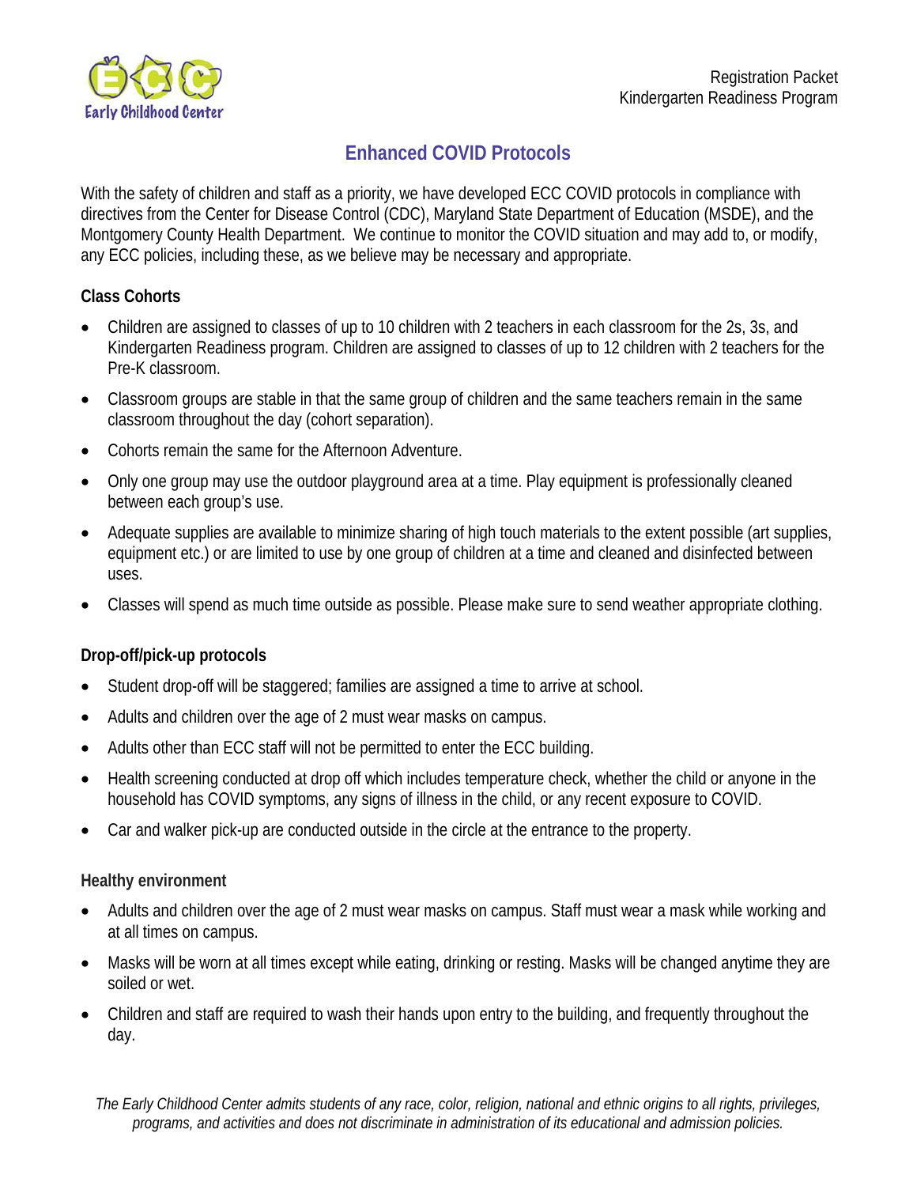# Enhanced COVID Protocols

With the safety of children and staff as a priority, we have developed ECC COVID protocols in compliance with directives from the Center for Disease Control (CDC), Maryland State Department of Education (MSDE), and the Montgomery County Health Department. We continue to monitor the COVID situation and may add to, or modify, any ECC policies, including these, as we believe may be necessary and appropriate.

### Class Cohorts

- Children are assigned to classes of up to 10 children with 2 teachers in each classroom for the 2s, 3s, and Kindergarten Readiness program. Children are assigned to classes of up to 12 children with 2 teachers for the Pre-K classroom.
- Classroom groups are stable in that the same group of children and the same teachers remain in the same classroom throughout the day (cohort separation).
- Cohorts remain the same for the Afternoon Adventure.
- Only one group may use the outdoor playground area at a time. Play equipment is professionally cleaned between each group's use.
- Adequate supplies are available to minimize sharing of high touch materials to the extent possible (art supplies, equipment etc.) or are limited to use by one group of children at a time and cleaned and disinfected between uses.
- Classes will spend as much time outside as possible. Please make sure to send weather appropriate clothing.

### Drop-off/pick-up protocols

- Student drop-off will be staggered; families are assigned a time to arrive at school.
- Adults and children over the age of 2 must wear masks on campus.
- Adults other than ECC staff will not be permitted to enter the ECC building.
- Health screening conducted at drop off which includes temperature check, whether the child or anyone in the household has COVID symptoms, any signs of illness in the child, or any recent exposure to COVID.
- Car and walker pick-up are conducted outside in the circle at the entrance to the property.

### Healthy environment

- Adults and children over the age of 2 must wear masks on campus. Staff must wear a mask while working and at all times on campus.
- Masks will be worn at all times except while eating, drinking or resting. Masks will be changed anytime they are soiled or wet.
- Children and staff are required to wash their hands upon entry to the building, and frequently throughout the day.

*The Early Childhood Center admits students of any race, color, religion, national and ethnic origins to all rights, privileges, programs, and activities and does not discriminate in administration of its educational and admission policies.*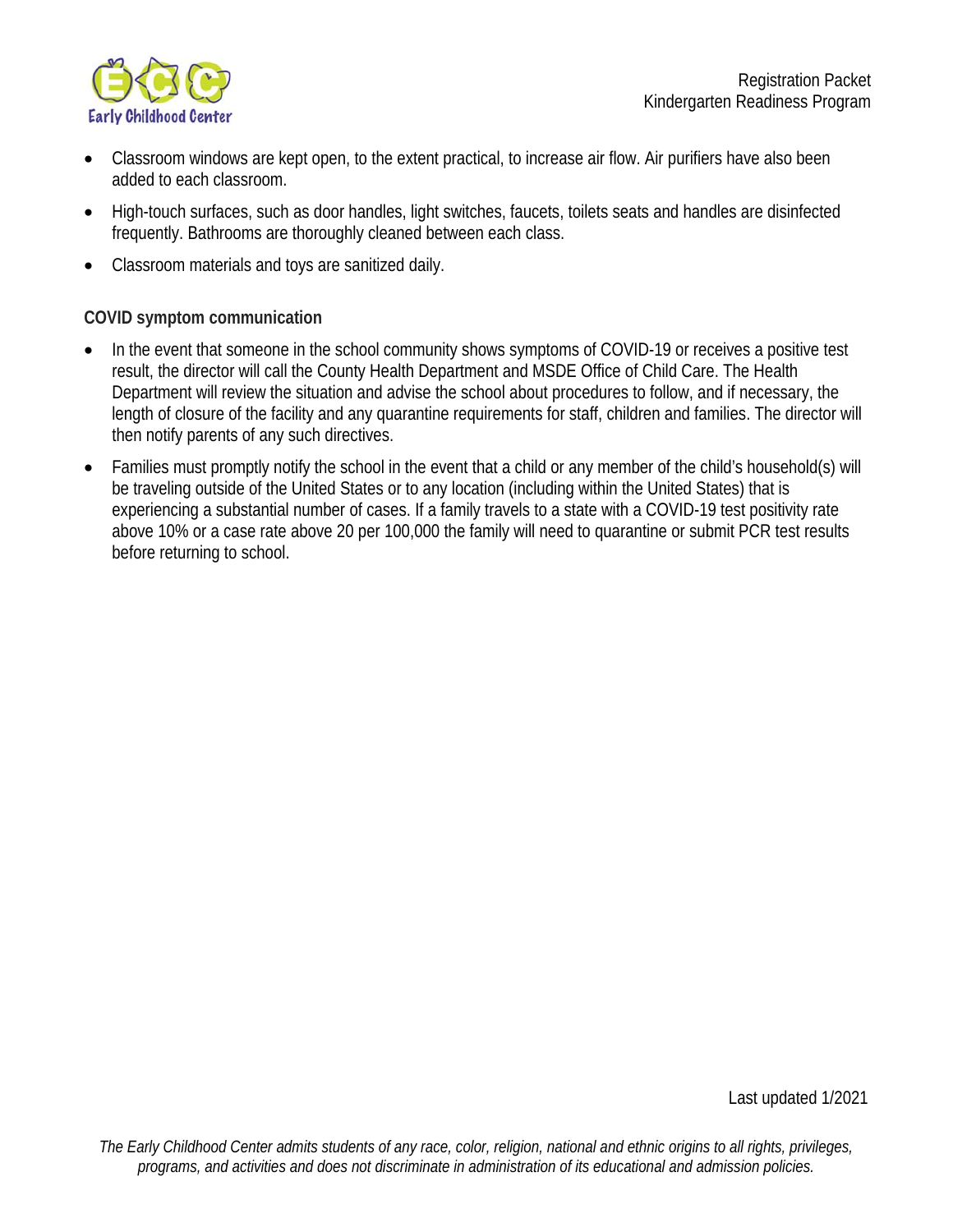- Classroom windows are kept open, to the extent practical, to increase air flow. Air purifiers have also been added to each classroom.
- High-touch surfaces, such as door handles, light switches, faucets, toilets seats and handles are disinfected frequently. Bathrooms are thoroughly cleaned between each class.
- Classroom materials and toys are sanitized daily.

**COVID symptom communication**

- In the event that someone in the school community shows symptoms of COVID-19 or receives a positive test result, the director will call the County Health Department and MSDE Office of Child Care. The Health Department will review the situation and advise the school about procedures to follow, and if necessary, the length of closure of the facility and any quarantine requirements for staff, children and families. The director will then notify parents of any such directives.
- Families must promptly notify the school in the event that a child or any member of the child's household(s) will be traveling outside of the United States or to any location (including within the United States) that is experiencing a substantial number of cases. If a family travels to a state with a COVID-19 test positivity rate above 10% or a case rate above 20 per 100,000 the family will need to quarantine or submit PCR test results before returning to school.

Last updated 1/2021

*The Early Childhood Center admits students of any race, color, religion, national and ethnic origins to all rights, privileges, programs, and activities and does not discriminate in administration of its educational and admission policies.*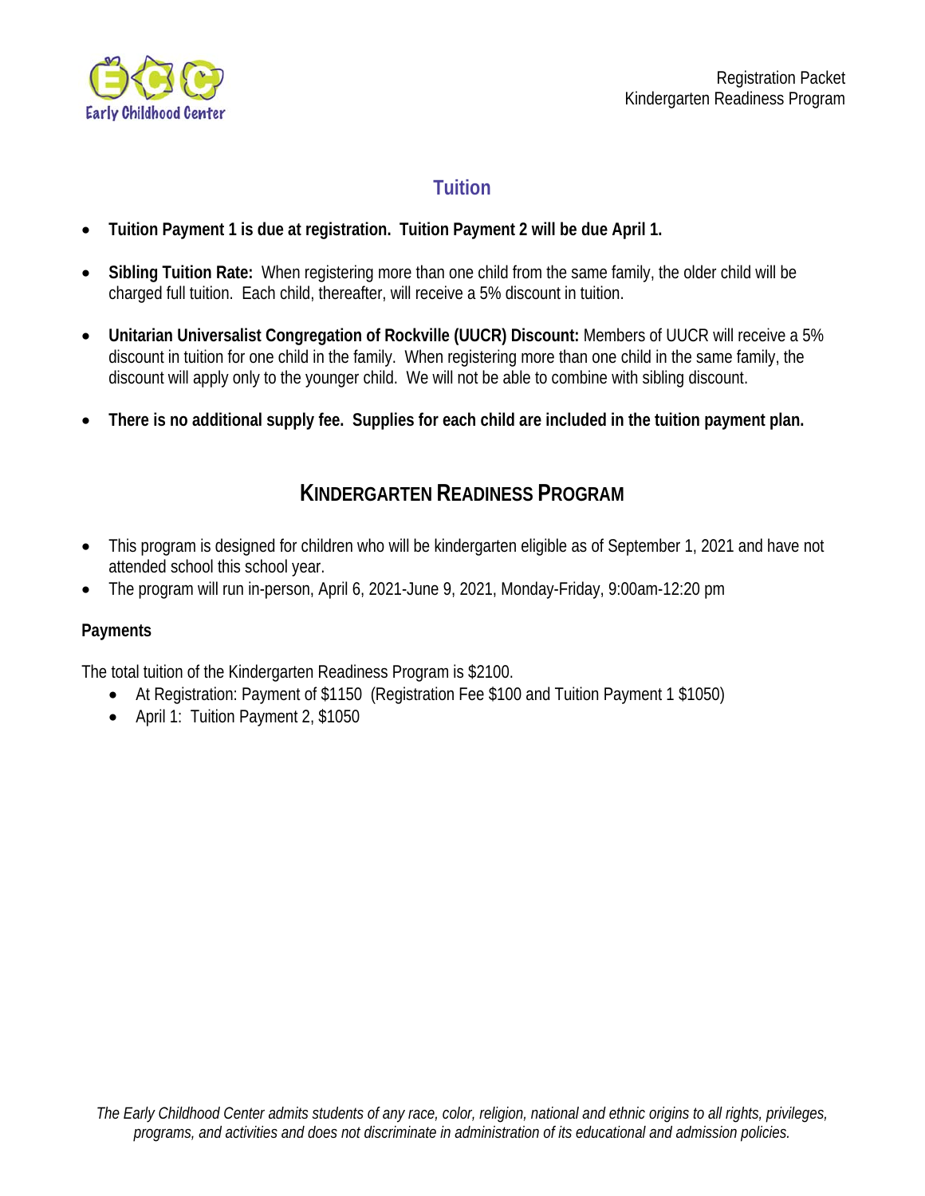## Tuition

- **Tuition Payment 1 is due at registration. Tuition Payment 2 will be due April 1.**
- **Sibling Tuition Rate:** When registering more than one child from the same family, the older child will be charged full tuition. Each child, thereafter, will receive a 5% discount in tuition.
- **Unitarian Universalist Congregation of Rockville (UUCR) Discount:** Members of UUCR will receive a 5% discount in tuition for one child in the family. When registering more than one child in the same family, the discount will apply only to the younger child. We will not be able to combine with sibling discount.
- **There is no additional supply fee. Supplies for each child are included in the tuition payment plan.**

## Kindergarten Readiness Program

- This program is designed for children who will be kindergarten eligible as of September 1, 2021 and have not attended school this school year.
- The program will run in-person, April 6, 2021-June 9, 2021, Monday-Friday, 9:00am-12:20 pm

### Payments

The total tuition of the Kindergarten Readiness Program is $2100.

- At Registration: Payment of $1150 (Registration Fee $100 and Tuition Payment 1 $1050)
- April 1: Tuition Payment 2, $1050

*The Early Childhood Center admits students of any race, color, religion, national and ethnic origins to all rights, privileges, programs, and activities and does not discriminate in administration of its educational and admission policies.*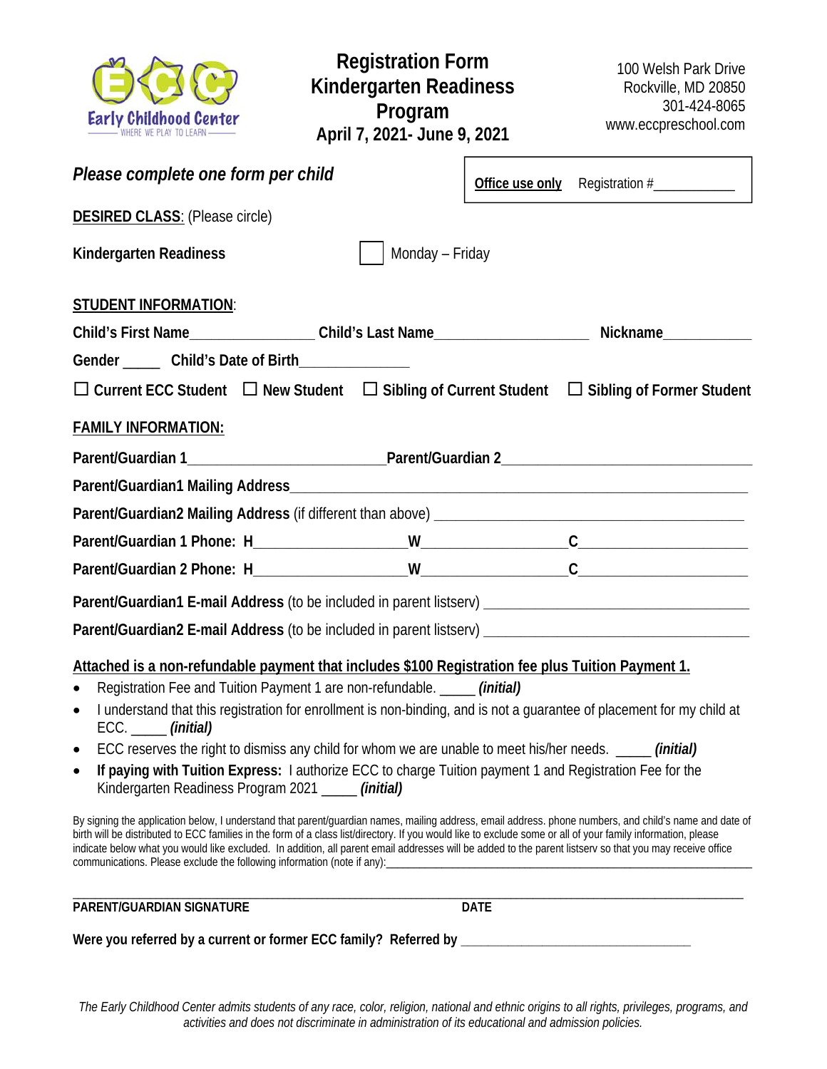Early Childhood Center
WHERE WE PLAY TO LEARN

# Registration Form Kindergarten Readiness Program

**April 7, 2021- June 9, 2021**

100 Welsh Park Drive
Rockville, MD 20850
301-424-8065
www.eccpreschool.com

***Please complete one form per child***

**Office use only** Registration #___________

**DESIRED CLASS**: (Please circle)

**Kindergarten Readiness** ☐ Monday – Friday

**STUDENT INFORMATION**:

**Child's First Name**________________ **Child's Last Name**____________________ **Nickname**____________

**Gender** _____ **Child's Date of Birth**______________

☐ **Current ECC Student** ☐ **New Student** ☐ **Sibling of Current Student** ☐ **Sibling of Former Student**

**FAMILY INFORMATION:**

**Parent/Guardian 1**_________________________ **Parent/Guardian 2**_________________________________

**Parent/Guardian1 Mailing Address**_____________________________________________________________

**Parent/Guardian2 Mailing Address** (if different than above) ____________________________________________

**Parent/Guardian 1 Phone: H**____________________**W**___________________**C**______________________

**Parent/Guardian 2 Phone: H**____________________**W**___________________**C**______________________

**Parent/Guardian1 E-mail Address** (to be included in parent listserv) __________________________________

**Parent/Guardian2 E-mail Address** (to be included in parent listserv) __________________________________

**Attached is a non-refundable payment that includes $100 Registration fee plus Tuition Payment 1.**

- Registration Fee and Tuition Payment 1 are non-refundable. _____ ***(initial)***
- I understand that this registration for enrollment is non-binding, and is not a guarantee of placement for my child at ECC. _____ ***(initial)***
- ECC reserves the right to dismiss any child for whom we are unable to meet his/her needs. _____ ***(initial)***
- **If paying with Tuition Express:** I authorize ECC to charge Tuition payment 1 and Registration Fee for the Kindergarten Readiness Program 2021 _____ ***(initial)***

By signing the application below, I understand that parent/guardian names, mailing address, email address. phone numbers, and child's name and date of birth will be distributed to ECC families in the form of a class list/directory. If you would like to exclude some or all of your family information, please indicate below what you would like excluded. In addition, all parent email addresses will be added to the parent listserv so that you may receive office communications. Please exclude the following information (note if any):_____________________________________

_____________________________________________________________________________________________

**PARENT/GUARDIAN SIGNATURE** **DATE**

**Were you referred by a current or former ECC family? Referred by** _________________________________

*The Early Childhood Center admits students of any race, color, religion, national and ethnic origins to all rights, privileges, programs, and activities and does not discriminate in administration of its educational and admission policies.*